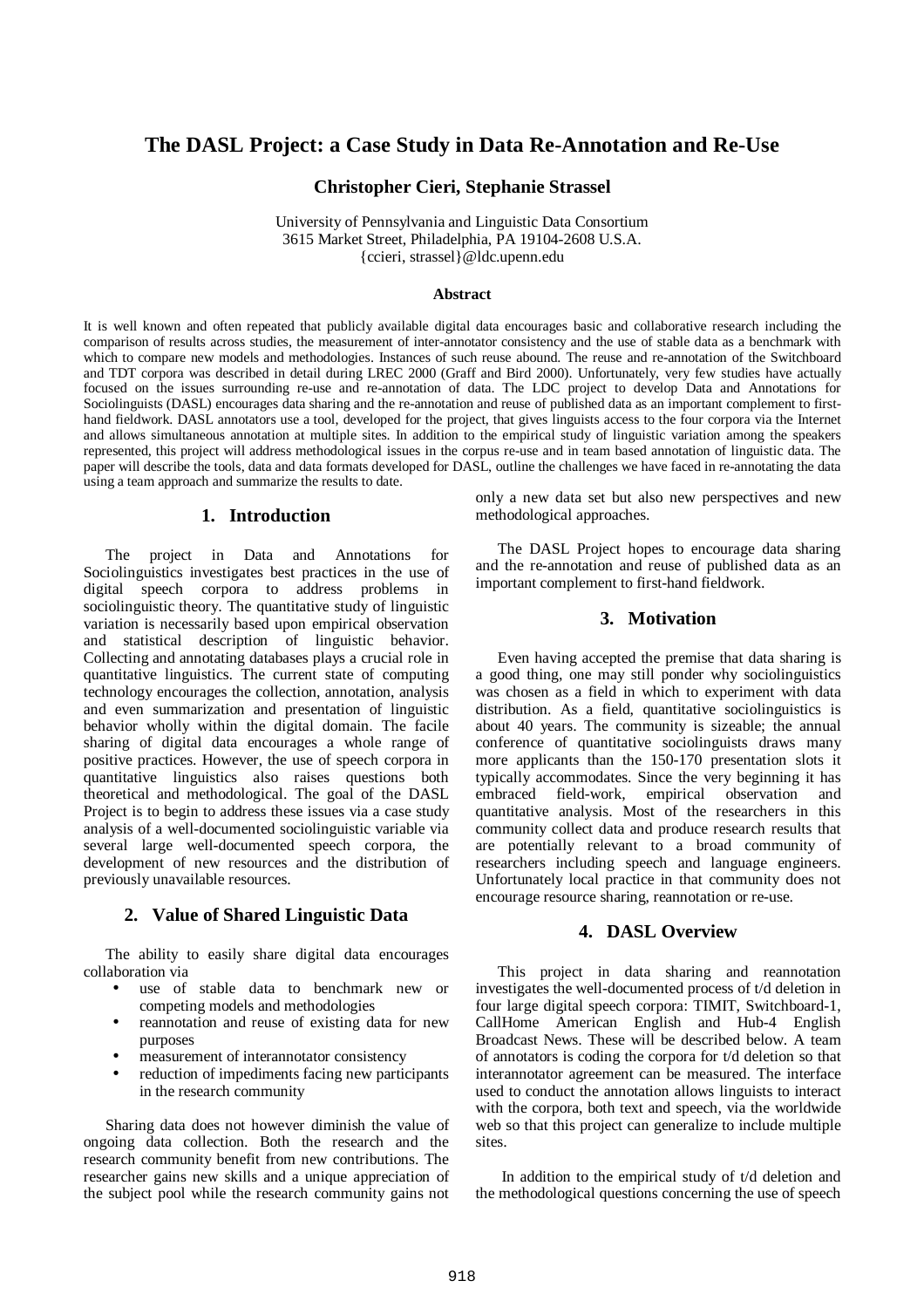# The DASL Project: a Case Study in Data Re-Annotation and Re-Use

**Christopher Cieri, Stephanie Strassel**

University of Pennsylvania and Linguistic Data Consortium
3615 Market Street, Philadelphia, PA 19104-2608 U.S.A.
{ccieri, strassel}@ldc.upenn.edu

### Abstract

It is well known and often repeated that publicly available digital data encourages basic and collaborative research including the comparison of results across studies, the measurement of inter-annotator consistency and the use of stable data as a benchmark with which to compare new models and methodologies. Instances of such reuse abound. The reuse and re-annotation of the Switchboard and TDT corpora was described in detail during LREC 2000 (Graff and Bird 2000). Unfortunately, very few studies have actually focused on the issues surrounding re-use and re-annotation of data. The LDC project to develop Data and Annotations for Sociolinguists (DASL) encourages data sharing and the re-annotation and reuse of published data as an important complement to first-hand fieldwork. DASL annotators use a tool, developed for the project, that gives linguists access to the four corpora via the Internet and allows simultaneous annotation at multiple sites. In addition to the empirical study of linguistic variation among the speakers represented, this project will address methodological issues in the corpus re-use and in team based annotation of linguistic data. The paper will describe the tools, data and data formats developed for DASL, outline the challenges we have faced in re-annotating the data using a team approach and summarize the results to date.

## 1. Introduction

The project in Data and Annotations for Sociolinguistics investigates best practices in the use of digital speech corpora to address problems in sociolinguistic theory. The quantitative study of linguistic variation is necessarily based upon empirical observation and statistical description of linguistic behavior. Collecting and annotating databases plays a crucial role in quantitative linguistics. The current state of computing technology encourages the collection, annotation, analysis and even summarization and presentation of linguistic behavior wholly within the digital domain. The facile sharing of digital data encourages a whole range of positive practices. However, the use of speech corpora in quantitative linguistics also raises questions both theoretical and methodological. The goal of the DASL Project is to begin to address these issues via a case study analysis of a well-documented sociolinguistic variable via several large well-documented speech corpora, the development of new resources and the distribution of previously unavailable resources.

## 2. Value of Shared Linguistic Data

The ability to easily share digital data encourages collaboration via

- use of stable data to benchmark new or competing models and methodologies
- reannotation and reuse of existing data for new purposes
- measurement of interannotator consistency
- reduction of impediments facing new participants in the research community

Sharing data does not however diminish the value of ongoing data collection. Both the research and the research community benefit from new contributions. The researcher gains new skills and a unique appreciation of the subject pool while the research community gains not only a new data set but also new perspectives and new methodological approaches.

The DASL Project hopes to encourage data sharing and the re-annotation and reuse of published data as an important complement to first-hand fieldwork.

## 3. Motivation

Even having accepted the premise that data sharing is a good thing, one may still ponder why sociolinguistics was chosen as a field in which to experiment with data distribution. As a field, quantitative sociolinguistics is about 40 years. The community is sizeable; the annual conference of quantitative sociolinguists draws many more applicants than the 150-170 presentation slots it typically accommodates. Since the very beginning it has embraced field-work, empirical observation and quantitative analysis. Most of the researchers in this community collect data and produce research results that are potentially relevant to a broad community of researchers including speech and language engineers. Unfortunately local practice in that community does not encourage resource sharing, reannotation or re-use.

## 4. DASL Overview

This project in data sharing and reannotation investigates the well-documented process of t/d deletion in four large digital speech corpora: TIMIT, Switchboard-1, CallHome American English and Hub-4 English Broadcast News. These will be described below. A team of annotators is coding the corpora for t/d deletion so that interannotator agreement can be measured. The interface used to conduct the annotation allows linguists to interact with the corpora, both text and speech, via the worldwide web so that this project can generalize to include multiple sites.

In addition to the empirical study of t/d deletion and the methodological questions concerning the use of speech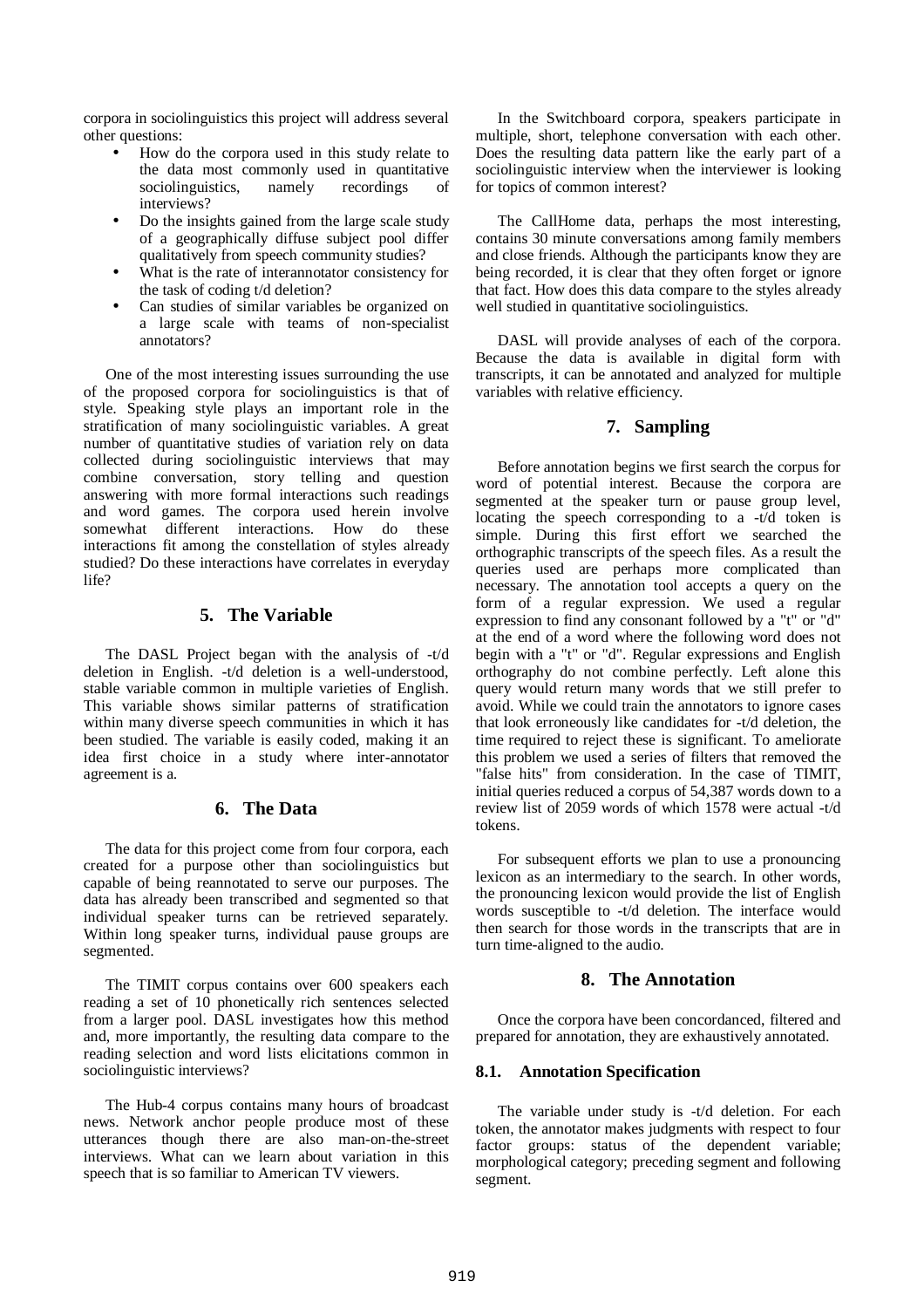corpora in sociolinguistics this project will address several other questions:

- How do the corpora used in this study relate to the data most commonly used in quantitative sociolinguistics, namely recordings of interviews?
- Do the insights gained from the large scale study of a geographically diffuse subject pool differ qualitatively from speech community studies?
- What is the rate of interannotator consistency for the task of coding t/d deletion?
- Can studies of similar variables be organized on a large scale with teams of non-specialist annotators?

One of the most interesting issues surrounding the use of the proposed corpora for sociolinguistics is that of style. Speaking style plays an important role in the stratification of many sociolinguistic variables. A great number of quantitative studies of variation rely on data collected during sociolinguistic interviews that may combine conversation, story telling and question answering with more formal interactions such readings and word games. The corpora used herein involve somewhat different interactions. How do these interactions fit among the constellation of styles already studied? Do these interactions have correlates in everyday life?

## 5. The Variable

The DASL Project began with the analysis of -t/d deletion in English. -t/d deletion is a well-understood, stable variable common in multiple varieties of English. This variable shows similar patterns of stratification within many diverse speech communities in which it has been studied. The variable is easily coded, making it an idea first choice in a study where inter-annotator agreement is a.

## 6. The Data

The data for this project come from four corpora, each created for a purpose other than sociolinguistics but capable of being reannotated to serve our purposes. The data has already been transcribed and segmented so that individual speaker turns can be retrieved separately. Within long speaker turns, individual pause groups are segmented.

The TIMIT corpus contains over 600 speakers each reading a set of 10 phonetically rich sentences selected from a larger pool. DASL investigates how this method and, more importantly, the resulting data compare to the reading selection and word lists elicitations common in sociolinguistic interviews?

The Hub-4 corpus contains many hours of broadcast news. Network anchor people produce most of these utterances though there are also man-on-the-street interviews. What can we learn about variation in this speech that is so familiar to American TV viewers.

In the Switchboard corpora, speakers participate in multiple, short, telephone conversation with each other. Does the resulting data pattern like the early part of a sociolinguistic interview when the interviewer is looking for topics of common interest?

The CallHome data, perhaps the most interesting, contains 30 minute conversations among family members and close friends. Although the participants know they are being recorded, it is clear that they often forget or ignore that fact. How does this data compare to the styles already well studied in quantitative sociolinguistics.

DASL will provide analyses of each of the corpora. Because the data is available in digital form with transcripts, it can be annotated and analyzed for multiple variables with relative efficiency.

## 7. Sampling

Before annotation begins we first search the corpus for word of potential interest. Because the corpora are segmented at the speaker turn or pause group level, locating the speech corresponding to a -t/d token is simple. During this first effort we searched the orthographic transcripts of the speech files. As a result the queries used are perhaps more complicated than necessary. The annotation tool accepts a query on the form of a regular expression. We used a regular expression to find any consonant followed by a "t" or "d" at the end of a word where the following word does not begin with a "t" or "d". Regular expressions and English orthography do not combine perfectly. Left alone this query would return many words that we still prefer to avoid. While we could train the annotators to ignore cases that look erroneously like candidates for -t/d deletion, the time required to reject these is significant. To ameliorate this problem we used a series of filters that removed the "false hits" from consideration. In the case of TIMIT, initial queries reduced a corpus of 54,387 words down to a review list of 2059 words of which 1578 were actual -t/d tokens.

For subsequent efforts we plan to use a pronouncing lexicon as an intermediary to the search. In other words, the pronouncing lexicon would provide the list of English words susceptible to -t/d deletion. The interface would then search for those words in the transcripts that are in turn time-aligned to the audio.

## 8. The Annotation

Once the corpora have been concordanced, filtered and prepared for annotation, they are exhaustively annotated.

### 8.1. Annotation Specification

The variable under study is -t/d deletion. For each token, the annotator makes judgments with respect to four factor groups: status of the dependent variable; morphological category; preceding segment and following segment.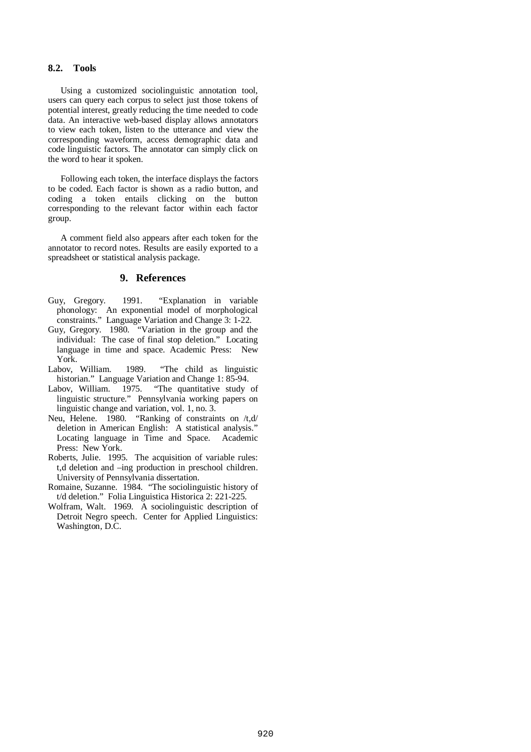### 8.2. Tools

Using a customized sociolinguistic annotation tool, users can query each corpus to select just those tokens of potential interest, greatly reducing the time needed to code data. An interactive web-based display allows annotators to view each token, listen to the utterance and view the corresponding waveform, access demographic data and code linguistic factors. The annotator can simply click on the word to hear it spoken.

Following each token, the interface displays the factors to be coded. Each factor is shown as a radio button, and coding a token entails clicking on the button corresponding to the relevant factor within each factor group.

A comment field also appears after each token for the annotator to record notes. Results are easily exported to a spreadsheet or statistical analysis package.

## 9. References

Guy, Gregory. 1991. "Explanation in variable phonology: An exponential model of morphological constraints." Language Variation and Change 3: 1-22.

Guy, Gregory. 1980. "Variation in the group and the individual: The case of final stop deletion." Locating language in time and space. Academic Press: New York.

Labov, William. 1989. "The child as linguistic historian." Language Variation and Change 1: 85-94.

Labov, William. 1975. "The quantitative study of linguistic structure." Pennsylvania working papers on linguistic change and variation, vol. 1, no. 3.

Neu, Helene. 1980. "Ranking of constraints on /t,d/ deletion in American English: A statistical analysis." Locating language in Time and Space. Academic Press: New York.

Roberts, Julie. 1995. The acquisition of variable rules: t,d deletion and –ing production in preschool children. University of Pennsylvania dissertation.

Romaine, Suzanne. 1984. "The sociolinguistic history of t/d deletion." Folia Linguistica Historica 2: 221-225.

Wolfram, Walt. 1969. A sociolinguistic description of Detroit Negro speech. Center for Applied Linguistics: Washington, D.C.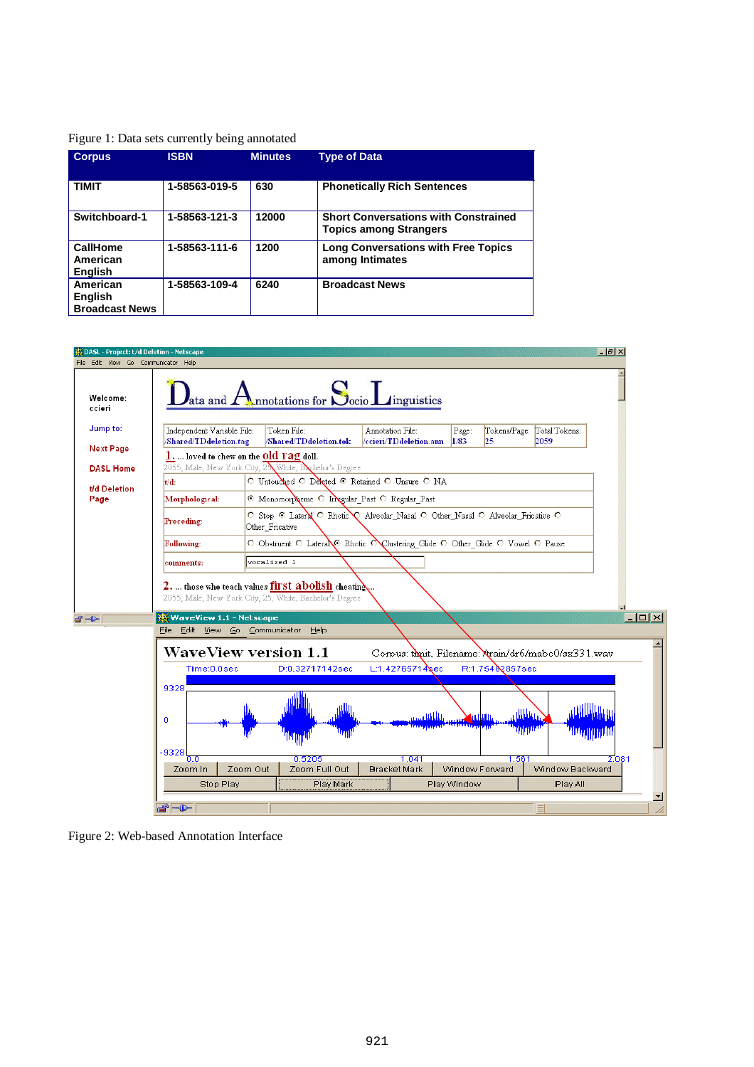Figure 1: Data sets currently being annotated

| Corpus | ISBN | Minutes | Type of Data |
|---|---|---|---|
| TIMIT | 1-58563-019-5 | 630 | Phonetically Rich Sentences |
| Switchboard-1 | 1-58563-121-3 | 12000 | Short Conversations with Constrained Topics among Strangers |
| CallHome American English | 1-58563-111-6 | 1200 | Long Conversations with Free Topics among Intimates |
| American English Broadcast News | 1-58563-109-4 | 6240 | Broadcast News |

Figure 2: Web-based Annotation Interface